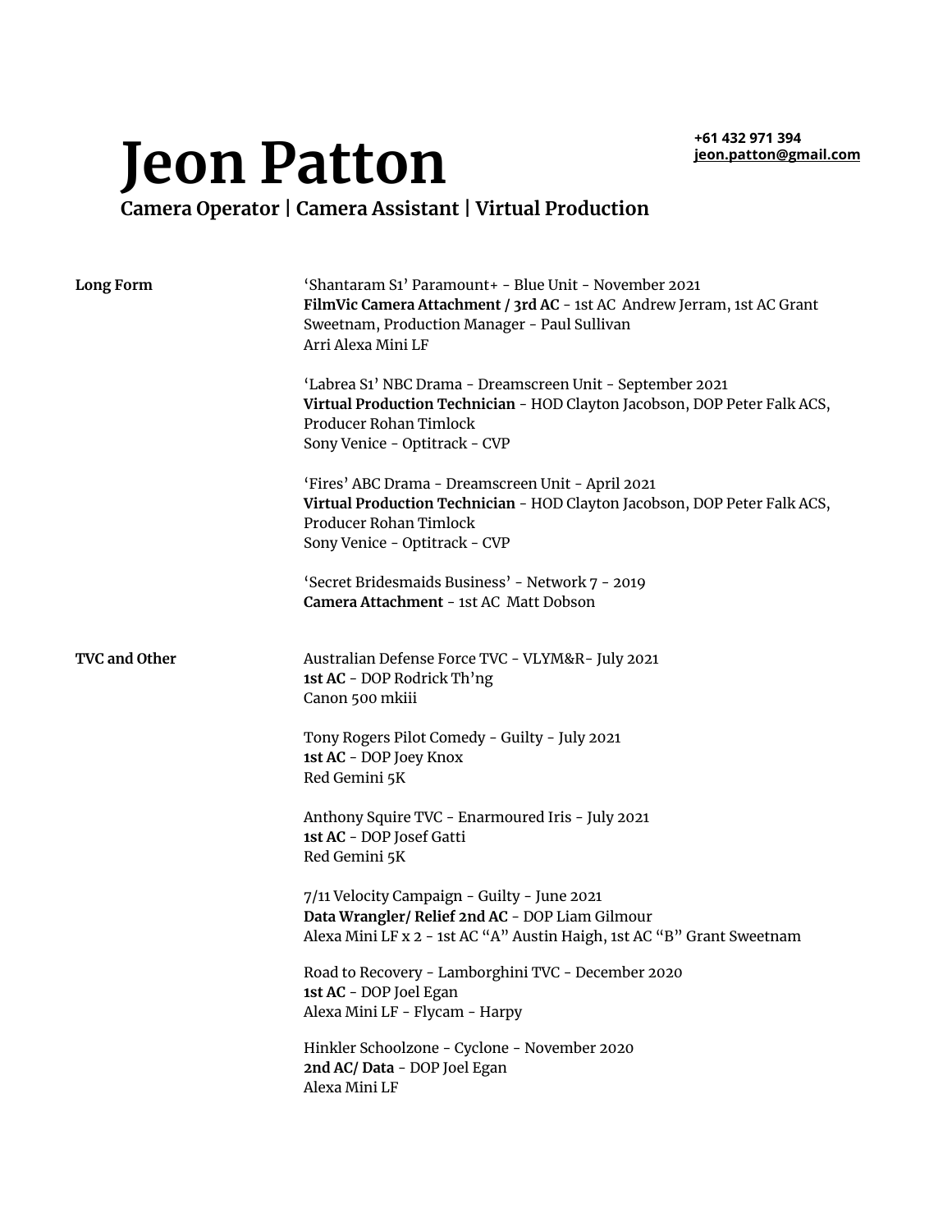# Jeon Patton

**+61 432 971 394**
**jeon.patton@gmail.com**

## Camera Operator | Camera Assistant | Virtual Production

**Long Form**

‘Shantaram S1’ Paramount+ - Blue Unit - November 2021
**FilmVic Camera Attachment / 3rd AC** - 1st AC Andrew Jerram, 1st AC Grant Sweetnam, Production Manager - Paul Sullivan
Arri Alexa Mini LF

‘Labrea S1’ NBC Drama - Dreamscreen Unit - September 2021
**Virtual Production Technician** - HOD Clayton Jacobson, DOP Peter Falk ACS, Producer Rohan Timlock
Sony Venice - Optitrack - CVP

‘Fires’ ABC Drama - Dreamscreen Unit - April 2021
**Virtual Production Technician** - HOD Clayton Jacobson, DOP Peter Falk ACS, Producer Rohan Timlock
Sony Venice - Optitrack - CVP

‘Secret Bridesmaids Business’ - Network 7 - 2019
**Camera Attachment** - 1st AC Matt Dobson

**TVC and Other**

Australian Defense Force TVC - VLYM&R- July 2021
**1st AC** - DOP Rodrick Th’ng
Canon 500 mkiii

Tony Rogers Pilot Comedy - Guilty - July 2021
**1st AC** - DOP Joey Knox
Red Gemini 5K

Anthony Squire TVC - Enarmoured Iris - July 2021
**1st AC** - DOP Josef Gatti
Red Gemini 5K

7/11 Velocity Campaign - Guilty - June 2021
**Data Wrangler/ Relief 2nd AC** - DOP Liam Gilmour
Alexa Mini LF x 2 - 1st AC “A” Austin Haigh, 1st AC “B” Grant Sweetnam

Road to Recovery - Lamborghini TVC - December 2020
**1st AC** - DOP Joel Egan
Alexa Mini LF - Flycam - Harpy

Hinkler Schoolzone - Cyclone - November 2020
**2nd AC/ Data** - DOP Joel Egan
Alexa Mini LF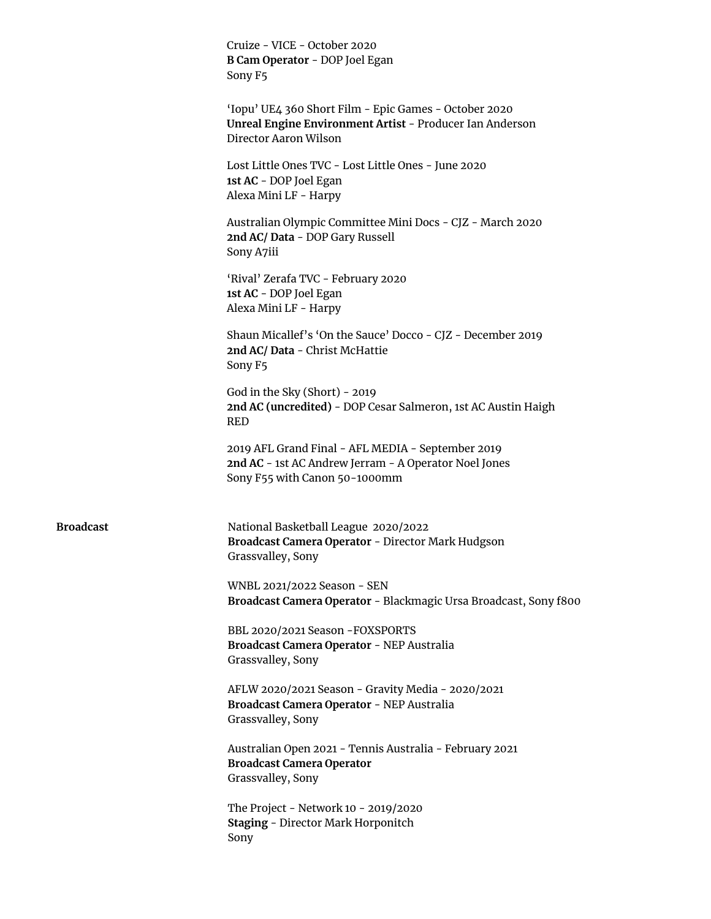Cruize - VICE - October 2020
**B Cam Operator** - DOP Joel Egan
Sony F5

'Iopu' UE4 360 Short Film - Epic Games - October 2020
**Unreal Engine Environment Artist** - Producer Ian Anderson
Director Aaron Wilson

Lost Little Ones TVC - Lost Little Ones - June 2020
**1st AC** - DOP Joel Egan
Alexa Mini LF - Harpy

Australian Olympic Committee Mini Docs - CJZ - March 2020
**2nd AC/ Data** - DOP Gary Russell
Sony A7iii

'Rival' Zerafa TVC - February 2020
**1st AC** - DOP Joel Egan
Alexa Mini LF - Harpy

Shaun Micallef's 'On the Sauce' Docco - CJZ - December 2019
**2nd AC/ Data** - Christ McHattie
Sony F5

God in the Sky (Short) - 2019
**2nd AC (uncredited)** - DOP Cesar Salmeron, 1st AC Austin Haigh
RED

2019 AFL Grand Final - AFL MEDIA - September 2019
**2nd AC** - 1st AC Andrew Jerram - A Operator Noel Jones
Sony F55 with Canon 50-1000mm

**Broadcast**

National Basketball League 2020/2022
**Broadcast Camera Operator** - Director Mark Hudgson
Grassvalley, Sony

WNBL 2021/2022 Season - SEN
**Broadcast Camera Operator** - Blackmagic Ursa Broadcast, Sony f800

BBL 2020/2021 Season -FOXSPORTS
**Broadcast Camera Operator** - NEP Australia
Grassvalley, Sony

AFLW 2020/2021 Season - Gravity Media - 2020/2021
**Broadcast Camera Operator** - NEP Australia
Grassvalley, Sony

Australian Open 2021 - Tennis Australia - February 2021
**Broadcast Camera Operator**
Grassvalley, Sony

The Project - Network 10 - 2019/2020
**Staging** - Director Mark Horponitch
Sony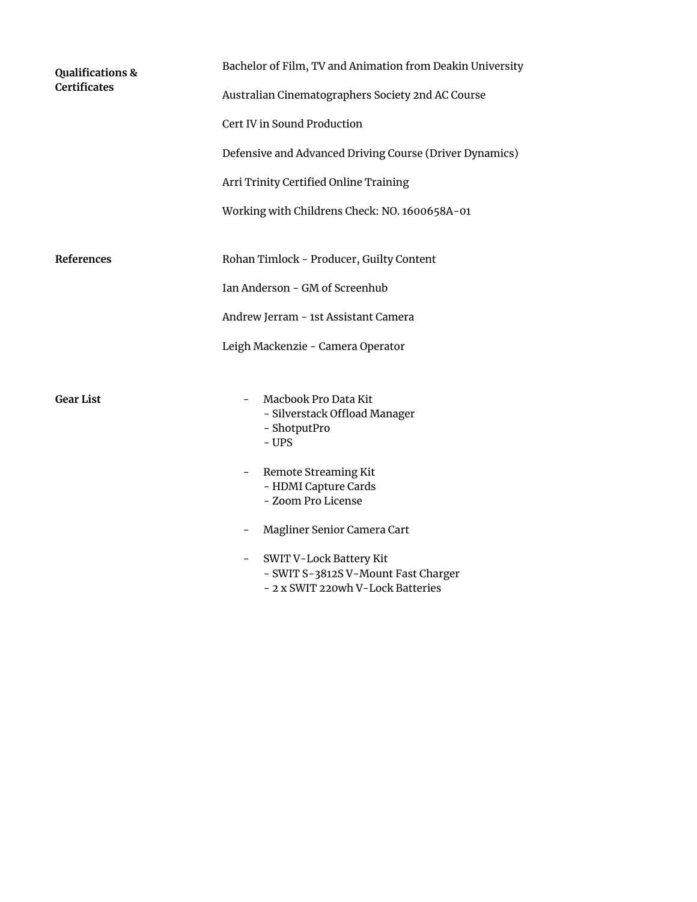**Qualifications & Certificates**

Bachelor of Film, TV and Animation from Deakin University

Australian Cinematographers Society 2nd AC Course

Cert IV in Sound Production

Defensive and Advanced Driving Course (Driver Dynamics)

Arri Trinity Certified Online Training

Working with Childrens Check: NO. 1600658A-01

**References**

Rohan Timlock - Producer, Guilty Content

Ian Anderson - GM of Screenhub

Andrew Jerram - 1st Assistant Camera

Leigh Mackenzie - Camera Operator

**Gear List**

- Macbook Pro Data Kit
  - Silverstack Offload Manager
  - ShotputPro
  - UPS

- Remote Streaming Kit
  - HDMI Capture Cards
  - Zoom Pro License

- Magliner Senior Camera Cart

- SWIT V-Lock Battery Kit
  - SWIT S-3812S V-Mount Fast Charger
  - 2 x SWIT 220wh V-Lock Batteries